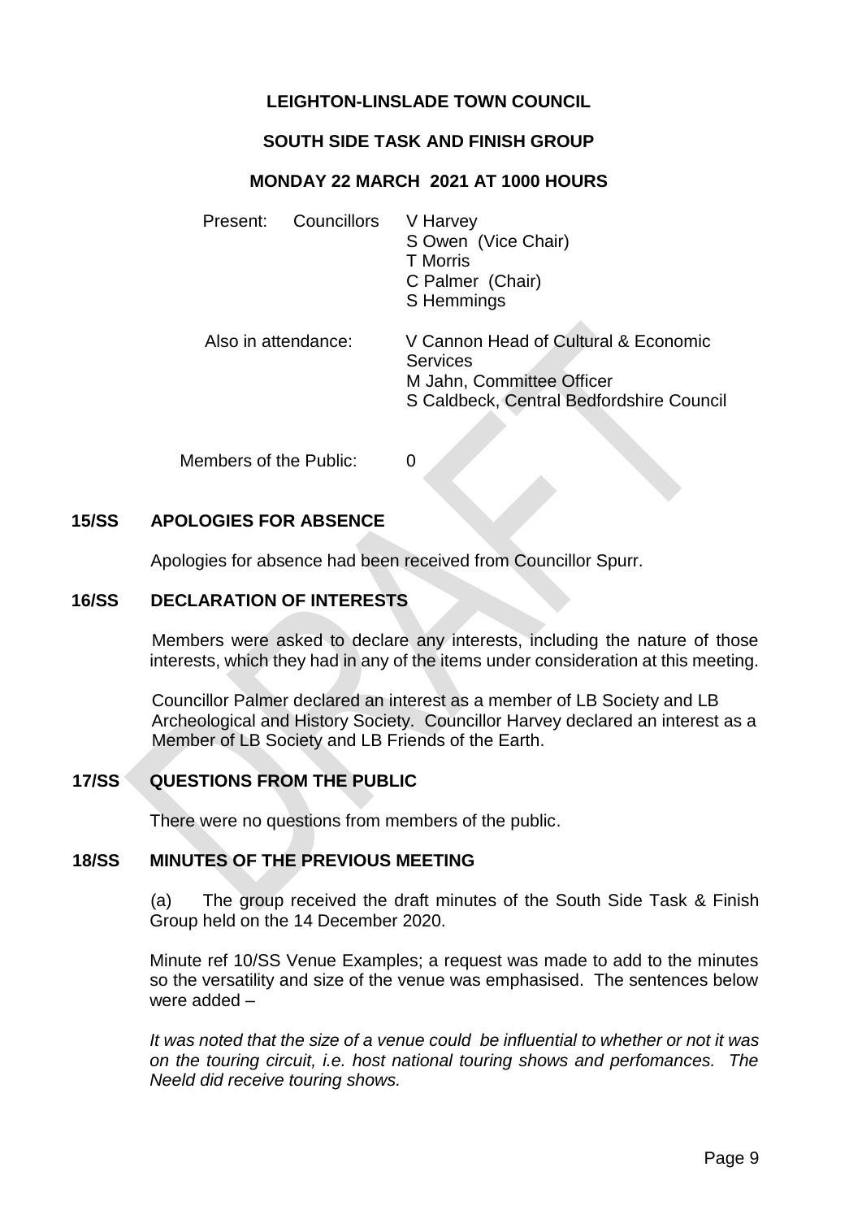# LEIGHTON-LINSLADE TOWN COUNCIL

## SOUTH SIDE TASK AND FINISH GROUP

### MONDAY 22 MARCH 2021 AT 1000 HOURS

Present: Councillors V Harvey
S Owen (Vice Chair)
T Morris
C Palmer (Chair)
S Hemmings

Also in attendance: V Cannon Head of Cultural & Economic Services
M Jahn, Committee Officer
S Caldbeck, Central Bedfordshire Council

Members of the Public: 0

**15/SS APOLOGIES FOR ABSENCE**

Apologies for absence had been received from Councillor Spurr.

**16/SS DECLARATION OF INTERESTS**

Members were asked to declare any interests, including the nature of those interests, which they had in any of the items under consideration at this meeting.

Councillor Palmer declared an interest as a member of LB Society and LB Archeological and History Society. Councillor Harvey declared an interest as a Member of LB Society and LB Friends of the Earth.

**17/SS QUESTIONS FROM THE PUBLIC**

There were no questions from members of the public.

**18/SS MINUTES OF THE PREVIOUS MEETING**

(a) The group received the draft minutes of the South Side Task & Finish Group held on the 14 December 2020.

Minute ref 10/SS Venue Examples; a request was made to add to the minutes so the versatility and size of the venue was emphasised. The sentences below were added –

*It was noted that the size of a venue could be influential to whether or not it was on the touring circuit, i.e. host national touring shows and perfomances. The Neeld did receive touring shows.*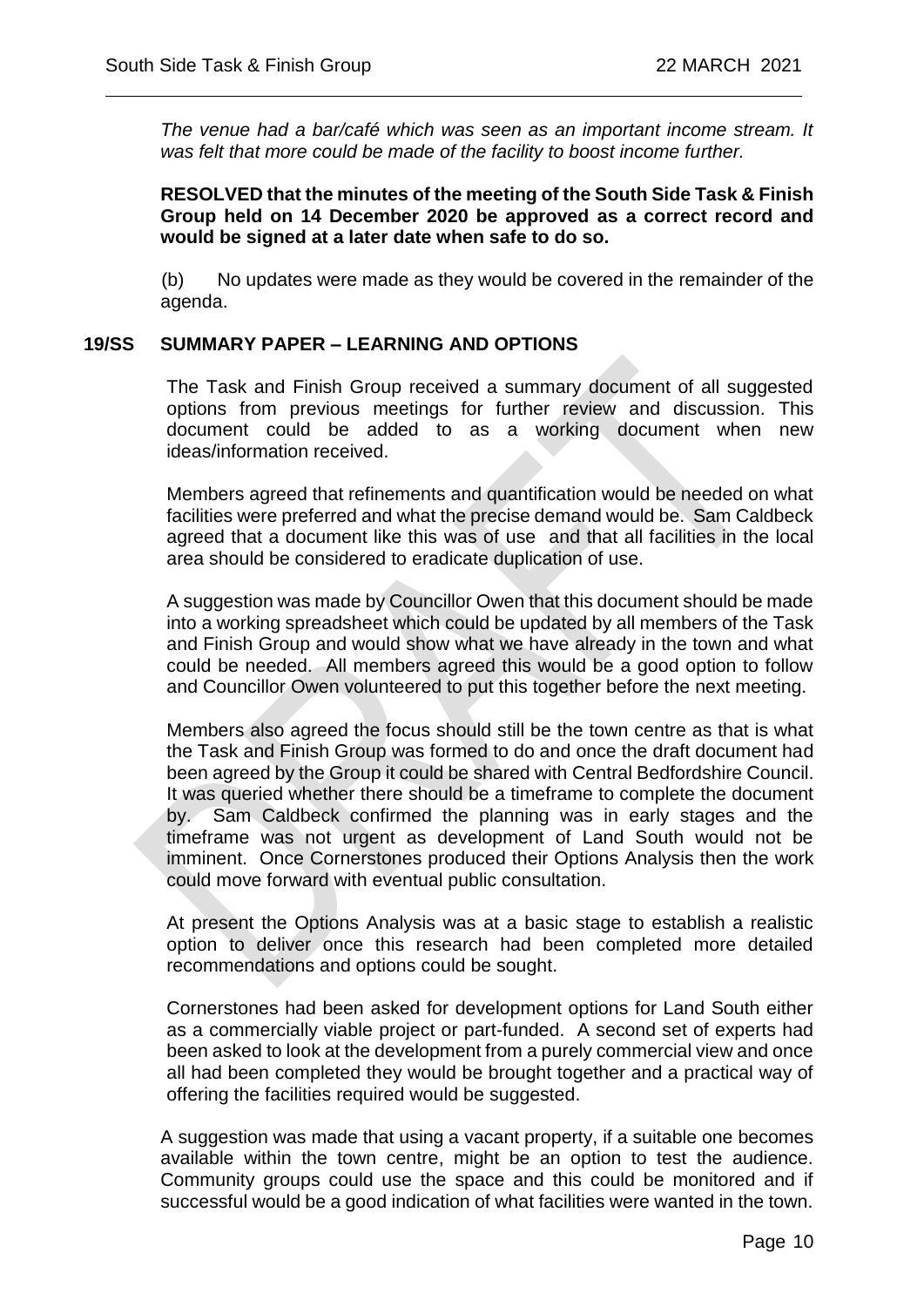*The venue had a bar/café which was seen as an important income stream. It was felt that more could be made of the facility to boost income further.*

**RESOLVED that the minutes of the meeting of the South Side Task & Finish Group held on 14 December 2020 be approved as a correct record and would be signed at a later date when safe to do so.**

(b) No updates were made as they would be covered in the remainder of the agenda.

## 19/SS SUMMARY PAPER – LEARNING AND OPTIONS

The Task and Finish Group received a summary document of all suggested options from previous meetings for further review and discussion. This document could be added to as a working document when new ideas/information received.

Members agreed that refinements and quantification would be needed on what facilities were preferred and what the precise demand would be. Sam Caldbeck agreed that a document like this was of use and that all facilities in the local area should be considered to eradicate duplication of use.

A suggestion was made by Councillor Owen that this document should be made into a working spreadsheet which could be updated by all members of the Task and Finish Group and would show what we have already in the town and what could be needed. All members agreed this would be a good option to follow and Councillor Owen volunteered to put this together before the next meeting.

Members also agreed the focus should still be the town centre as that is what the Task and Finish Group was formed to do and once the draft document had been agreed by the Group it could be shared with Central Bedfordshire Council. It was queried whether there should be a timeframe to complete the document by. Sam Caldbeck confirmed the planning was in early stages and the timeframe was not urgent as development of Land South would not be imminent. Once Cornerstones produced their Options Analysis then the work could move forward with eventual public consultation.

At present the Options Analysis was at a basic stage to establish a realistic option to deliver once this research had been completed more detailed recommendations and options could be sought.

Cornerstones had been asked for development options for Land South either as a commercially viable project or part-funded. A second set of experts had been asked to look at the development from a purely commercial view and once all had been completed they would be brought together and a practical way of offering the facilities required would be suggested.

A suggestion was made that using a vacant property, if a suitable one becomes available within the town centre, might be an option to test the audience. Community groups could use the space and this could be monitored and if successful would be a good indication of what facilities were wanted in the town.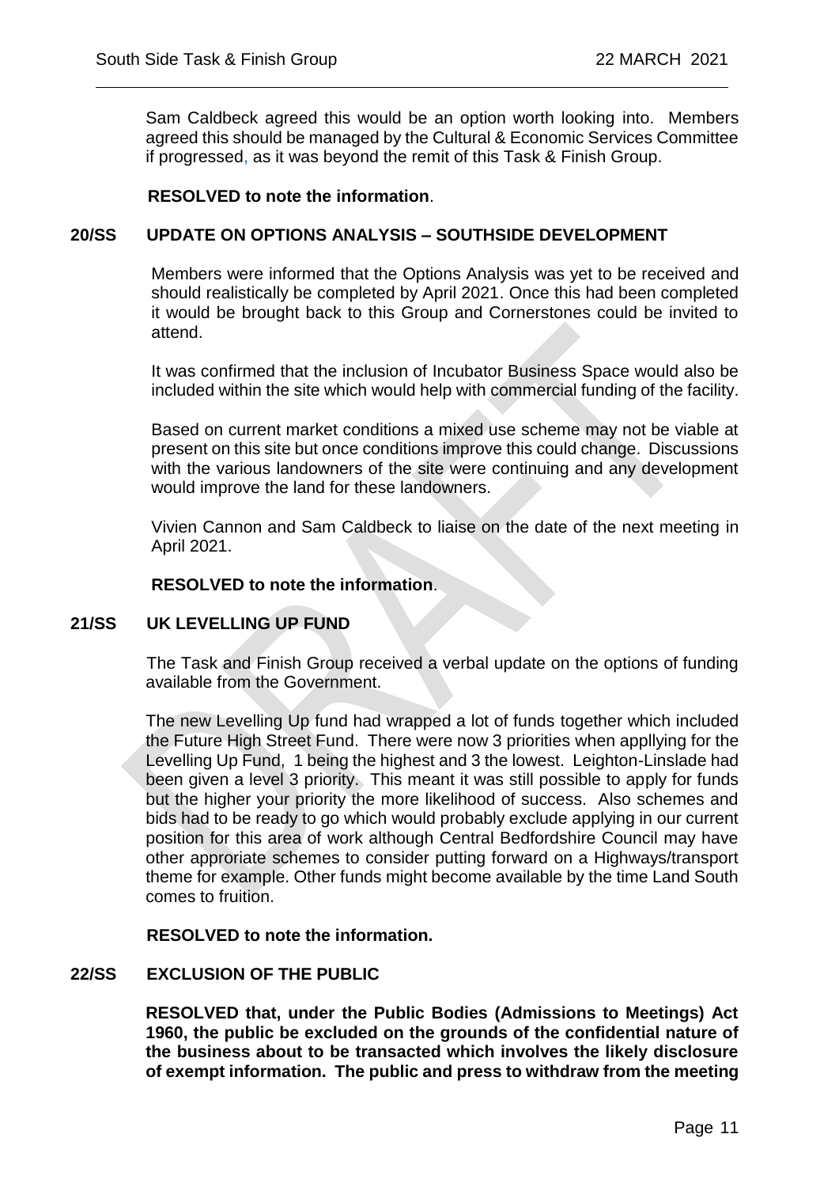Sam Caldbeck agreed this would be an option worth looking into. Members agreed this should be managed by the Cultural & Economic Services Committee if progressed, as it was beyond the remit of this Task & Finish Group.

**RESOLVED to note the information**.

## 20/SS UPDATE ON OPTIONS ANALYSIS – SOUTHSIDE DEVELOPMENT

Members were informed that the Options Analysis was yet to be received and should realistically be completed by April 2021. Once this had been completed it would be brought back to this Group and Cornerstones could be invited to attend.

It was confirmed that the inclusion of Incubator Business Space would also be included within the site which would help with commercial funding of the facility.

Based on current market conditions a mixed use scheme may not be viable at present on this site but once conditions improve this could change. Discussions with the various landowners of the site were continuing and any development would improve the land for these landowners.

Vivien Cannon and Sam Caldbeck to liaise on the date of the next meeting in April 2021.

**RESOLVED to note the information**.

## 21/SS UK LEVELLING UP FUND

The Task and Finish Group received a verbal update on the options of funding available from the Government.

The new Levelling Up fund had wrapped a lot of funds together which included the Future High Street Fund. There were now 3 priorities when appllying for the Levelling Up Fund, 1 being the highest and 3 the lowest. Leighton-Linslade had been given a level 3 priority. This meant it was still possible to apply for funds but the higher your priority the more likelihood of success. Also schemes and bids had to be ready to go which would probably exclude applying in our current position for this area of work although Central Bedfordshire Council may have other approriate schemes to consider putting forward on a Highways/transport theme for example. Other funds might become available by the time Land South comes to fruition.

**RESOLVED to note the information.**

## 22/SS EXCLUSION OF THE PUBLIC

**RESOLVED that, under the Public Bodies (Admissions to Meetings) Act 1960, the public be excluded on the grounds of the confidential nature of the business about to be transacted which involves the likely disclosure of exempt information. The public and press to withdraw from the meeting**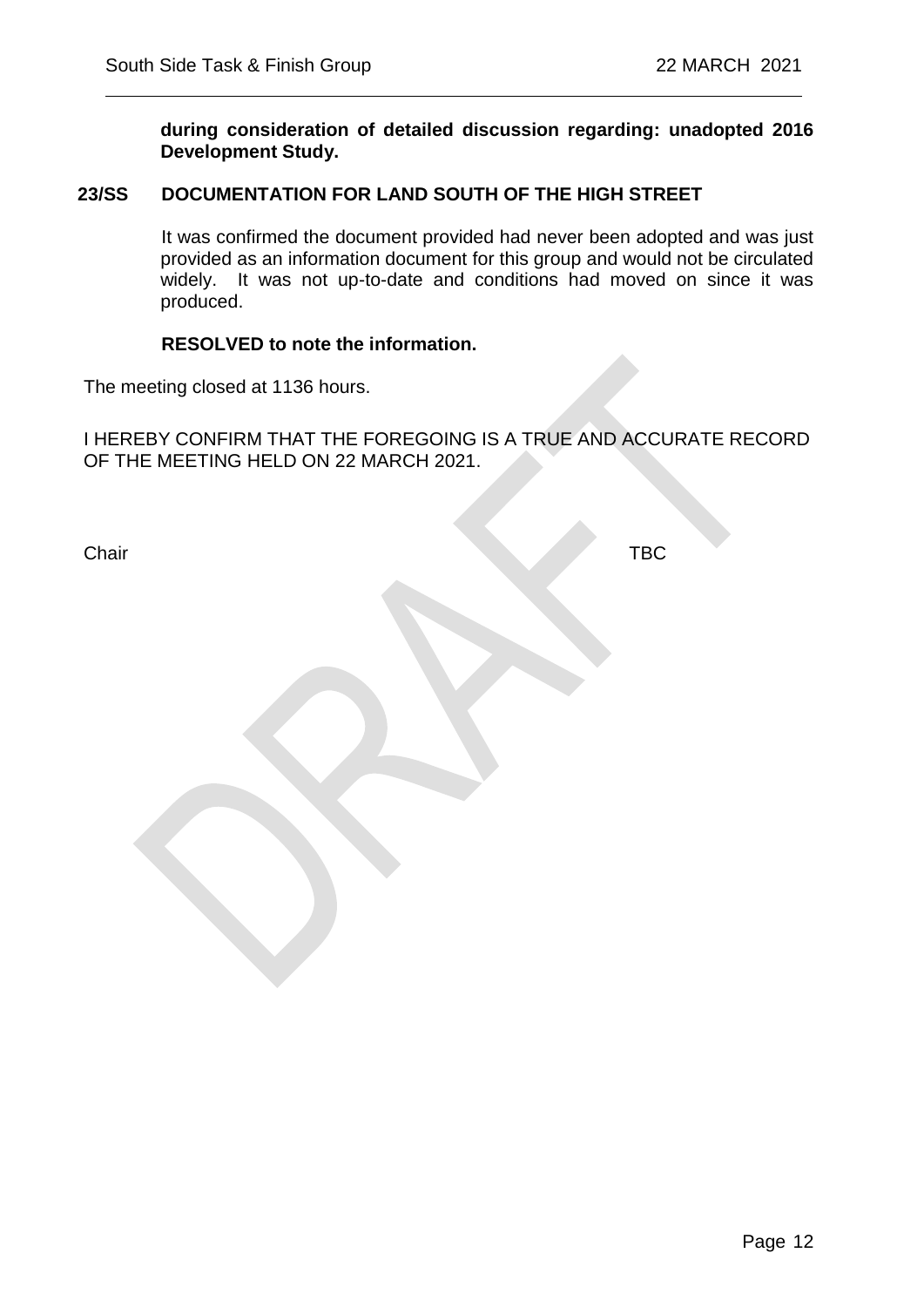**during consideration of detailed discussion regarding: unadopted 2016 Development Study.**

### 23/SS DOCUMENTATION FOR LAND SOUTH OF THE HIGH STREET

It was confirmed the document provided had never been adopted and was just provided as an information document for this group and would not be circulated widely. It was not up-to-date and conditions had moved on since it was produced.

**RESOLVED to note the information.**

The meeting closed at 1136 hours.

I HEREBY CONFIRM THAT THE FOREGOING IS A TRUE AND ACCURATE RECORD OF THE MEETING HELD ON 22 MARCH 2021.

Chair TBC

DRAFT